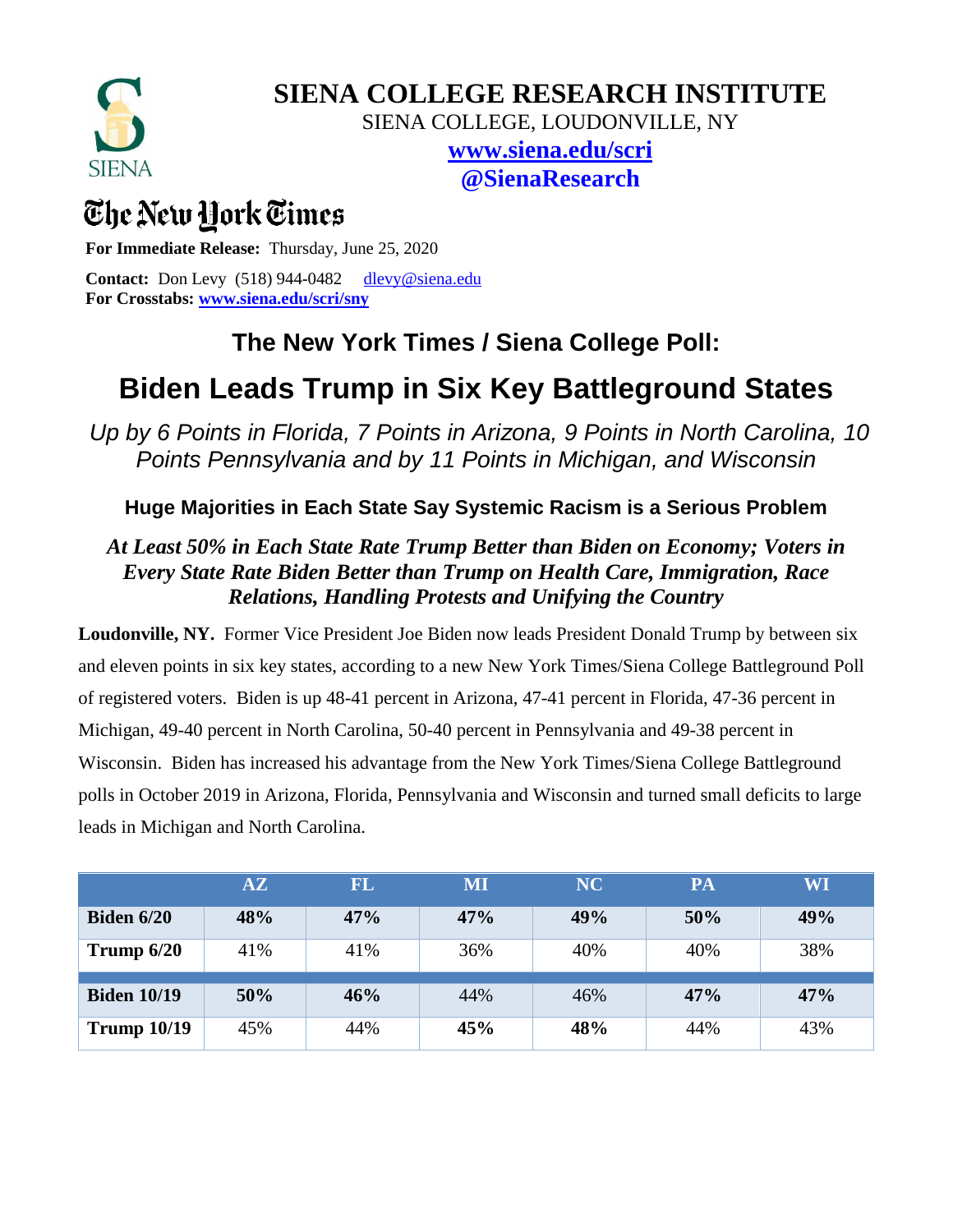# SIENA COLLEGE RESEARCH INSTITUTE

SIENA COLLEGE, LOUDONVILLE, NY

**www.siena.edu/scri**

**@SienaResearch**

The New York Times

**For Immediate Release:** Thursday, June 25, 2020

**Contact:** Don Levy (518) 944-0482 dlevy@siena.edu

**For Crosstabs: www.siena.edu/scri/sny**

## The New York Times / Siena College Poll:

# Biden Leads Trump in Six Key Battleground States

*Up by 6 Points in Florida, 7 Points in Arizona, 9 Points in North Carolina, 10 Points Pennsylvania and by 11 Points in Michigan, and Wisconsin*

### Huge Majorities in Each State Say Systemic Racism is a Serious Problem

***At Least 50% in Each State Rate Trump Better than Biden on Economy; Voters in Every State Rate Biden Better than Trump on Health Care, Immigration, Race Relations, Handling Protests and Unifying the Country***

**Loudonville, NY.** Former Vice President Joe Biden now leads President Donald Trump by between six and eleven points in six key states, according to a new New York Times/Siena College Battleground Poll of registered voters. Biden is up 48-41 percent in Arizona, 47-41 percent in Florida, 47-36 percent in Michigan, 49-40 percent in North Carolina, 50-40 percent in Pennsylvania and 49-38 percent in Wisconsin. Biden has increased his advantage from the New York Times/Siena College Battleground polls in October 2019 in Arizona, Florida, Pennsylvania and Wisconsin and turned small deficits to large leads in Michigan and North Carolina.

| | AZ | FL | MI | NC | PA | WI |
|---|---|---|---|---|---|---|
| **Biden 6/20** | **48%** | **47%** | **47%** | **49%** | **50%** | **49%** |
| **Trump 6/20** | 41% | 41% | 36% | 40% | 40% | 38% |
| **Biden 10/19** | **50%** | **46%** | 44% | 46% | **47%** | **47%** |
| **Trump 10/19** | 45% | 44% | **45%** | **48%** | 44% | 43% |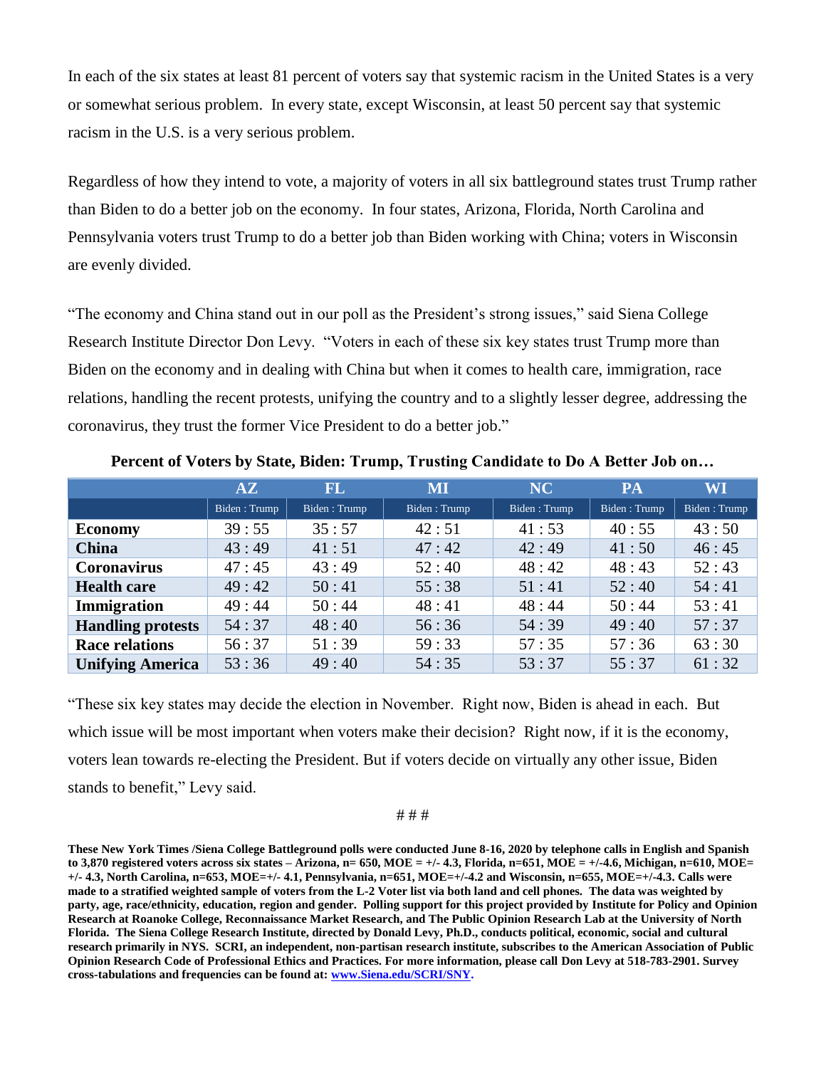In each of the six states at least 81 percent of voters say that systemic racism in the United States is a very or somewhat serious problem. In every state, except Wisconsin, at least 50 percent say that systemic racism in the U.S. is a very serious problem.

Regardless of how they intend to vote, a majority of voters in all six battleground states trust Trump rather than Biden to do a better job on the economy. In four states, Arizona, Florida, North Carolina and Pennsylvania voters trust Trump to do a better job than Biden working with China; voters in Wisconsin are evenly divided.

"The economy and China stand out in our poll as the President's strong issues," said Siena College Research Institute Director Don Levy. "Voters in each of these six key states trust Trump more than Biden on the economy and in dealing with China but when it comes to health care, immigration, race relations, handling the recent protests, unifying the country and to a slightly lesser degree, addressing the coronavirus, they trust the former Vice President to do a better job."

**Percent of Voters by State, Biden: Trump, Trusting Candidate to Do A Better Job on…**

| | AZ | FL | MI | NC | PA | WI |
|---|---|---|---|---|---|---|
| | Biden : Trump | Biden : Trump | Biden : Trump | Biden : Trump | Biden : Trump | Biden : Trump |
| **Economy** | 39 : 55 | 35 : 57 | 42 : 51 | 41 : 53 | 40 : 55 | 43 : 50 |
| **China** | 43 : 49 | 41 : 51 | 47 : 42 | 42 : 49 | 41 : 50 | 46 : 45 |
| **Coronavirus** | 47 : 45 | 43 : 49 | 52 : 40 | 48 : 42 | 48 : 43 | 52 : 43 |
| **Health care** | 49 : 42 | 50 : 41 | 55 : 38 | 51 : 41 | 52 : 40 | 54 : 41 |
| **Immigration** | 49 : 44 | 50 : 44 | 48 : 41 | 48 : 44 | 50 : 44 | 53 : 41 |
| **Handling protests** | 54 : 37 | 48 : 40 | 56 : 36 | 54 : 39 | 49 : 40 | 57 : 37 |
| **Race relations** | 56 : 37 | 51 : 39 | 59 : 33 | 57 : 35 | 57 : 36 | 63 : 30 |
| **Unifying America** | 53 : 36 | 49 : 40 | 54 : 35 | 53 : 37 | 55 : 37 | 61 : 32 |

"These six key states may decide the election in November. Right now, Biden is ahead in each. But which issue will be most important when voters make their decision? Right now, if it is the economy, voters lean towards re-electing the President. But if voters decide on virtually any other issue, Biden stands to benefit," Levy said.

# # #

**These New York Times /Siena College Battleground polls were conducted June 8-16, 2020 by telephone calls in English and Spanish to 3,870 registered voters across six states – Arizona, n= 650, MOE = +/- 4.3, Florida, n=651, MOE = +/-4.6, Michigan, n=610, MOE= +/- 4.3, North Carolina, n=653, MOE=+/- 4.1, Pennsylvania, n=651, MOE=+/-4.2 and Wisconsin, n=655, MOE=+/-4.3. Calls were made to a stratified weighted sample of voters from the L-2 Voter list via both land and cell phones. The data was weighted by party, age, race/ethnicity, education, region and gender. Polling support for this project provided by Institute for Policy and Opinion Research at Roanoke College, Reconnaissance Market Research, and The Public Opinion Research Lab at the University of North Florida. The Siena College Research Institute, directed by Donald Levy, Ph.D., conducts political, economic, social and cultural research primarily in NYS. SCRI, an independent, non-partisan research institute, subscribes to the American Association of Public Opinion Research Code of Professional Ethics and Practices. For more information, please call Don Levy at 518-783-2901. Survey cross-tabulations and frequencies can be found at: www.Siena.edu/SCRI/SNY.**